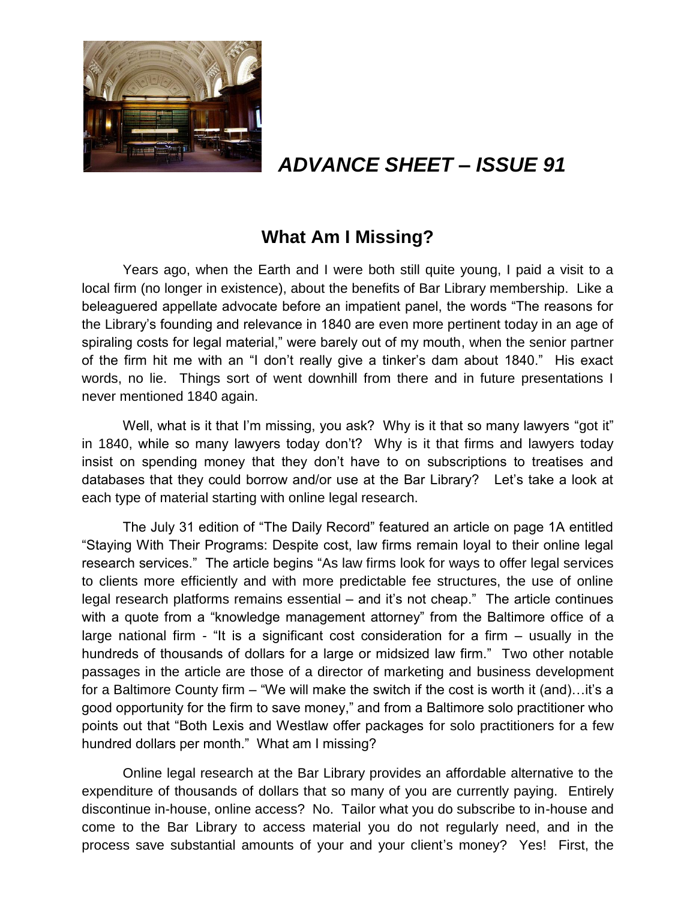# *ADVANCE SHEET – ISSUE 91*

## What Am I Missing?

Years ago, when the Earth and I were both still quite young, I paid a visit to a local firm (no longer in existence), about the benefits of Bar Library membership. Like a beleaguered appellate advocate before an impatient panel, the words "The reasons for the Library's founding and relevance in 1840 are even more pertinent today in an age of spiraling costs for legal material," were barely out of my mouth, when the senior partner of the firm hit me with an "I don't really give a tinker's dam about 1840." His exact words, no lie. Things sort of went downhill from there and in future presentations I never mentioned 1840 again.

Well, what is it that I'm missing, you ask? Why is it that so many lawyers "got it" in 1840, while so many lawyers today don't? Why is it that firms and lawyers today insist on spending money that they don't have to on subscriptions to treatises and databases that they could borrow and/or use at the Bar Library? Let's take a look at each type of material starting with online legal research.

The July 31 edition of "The Daily Record" featured an article on page 1A entitled "Staying With Their Programs: Despite cost, law firms remain loyal to their online legal research services." The article begins "As law firms look for ways to offer legal services to clients more efficiently and with more predictable fee structures, the use of online legal research platforms remains essential – and it's not cheap." The article continues with a quote from a "knowledge management attorney" from the Baltimore office of a large national firm - "It is a significant cost consideration for a firm – usually in the hundreds of thousands of dollars for a large or midsized law firm." Two other notable passages in the article are those of a director of marketing and business development for a Baltimore County firm – "We will make the switch if the cost is worth it (and)…it's a good opportunity for the firm to save money," and from a Baltimore solo practitioner who points out that "Both Lexis and Westlaw offer packages for solo practitioners for a few hundred dollars per month." What am I missing?

Online legal research at the Bar Library provides an affordable alternative to the expenditure of thousands of dollars that so many of you are currently paying. Entirely discontinue in-house, online access? No. Tailor what you do subscribe to in-house and come to the Bar Library to access material you do not regularly need, and in the process save substantial amounts of your and your client's money? Yes! First, the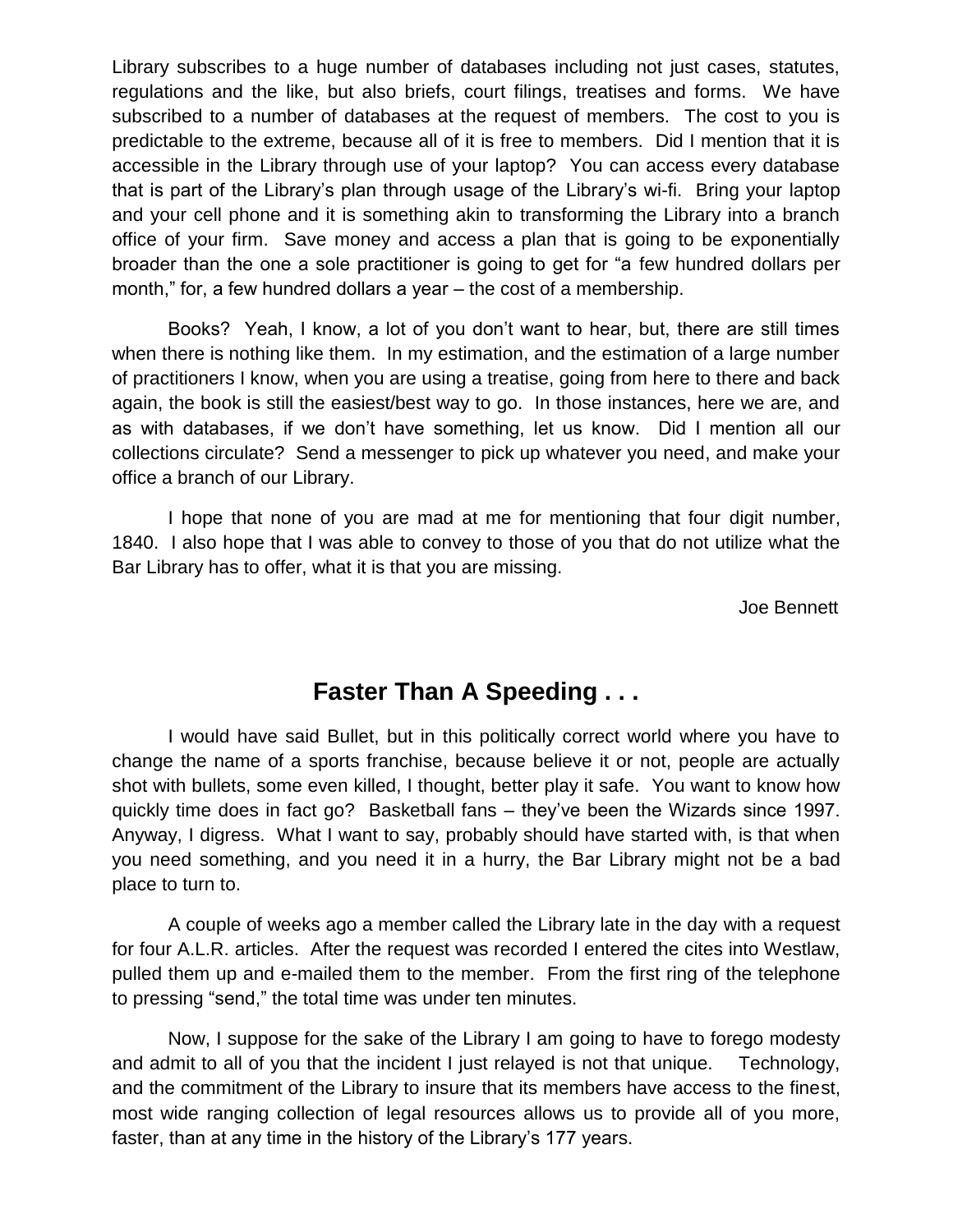Library subscribes to a huge number of databases including not just cases, statutes, regulations and the like, but also briefs, court filings, treatises and forms. We have subscribed to a number of databases at the request of members. The cost to you is predictable to the extreme, because all of it is free to members. Did I mention that it is accessible in the Library through use of your laptop? You can access every database that is part of the Library's plan through usage of the Library's wi-fi. Bring your laptop and your cell phone and it is something akin to transforming the Library into a branch office of your firm. Save money and access a plan that is going to be exponentially broader than the one a sole practitioner is going to get for "a few hundred dollars per month," for, a few hundred dollars a year – the cost of a membership.

Books? Yeah, I know, a lot of you don't want to hear, but, there are still times when there is nothing like them. In my estimation, and the estimation of a large number of practitioners I know, when you are using a treatise, going from here to there and back again, the book is still the easiest/best way to go. In those instances, here we are, and as with databases, if we don't have something, let us know. Did I mention all our collections circulate? Send a messenger to pick up whatever you need, and make your office a branch of our Library.

I hope that none of you are mad at me for mentioning that four digit number, 1840. I also hope that I was able to convey to those of you that do not utilize what the Bar Library has to offer, what it is that you are missing.

Joe Bennett

## Faster Than A Speeding . . .

I would have said Bullet, but in this politically correct world where you have to change the name of a sports franchise, because believe it or not, people are actually shot with bullets, some even killed, I thought, better play it safe. You want to know how quickly time does in fact go? Basketball fans – they've been the Wizards since 1997. Anyway, I digress. What I want to say, probably should have started with, is that when you need something, and you need it in a hurry, the Bar Library might not be a bad place to turn to.

A couple of weeks ago a member called the Library late in the day with a request for four A.L.R. articles. After the request was recorded I entered the cites into Westlaw, pulled them up and e-mailed them to the member. From the first ring of the telephone to pressing "send," the total time was under ten minutes.

Now, I suppose for the sake of the Library I am going to have to forego modesty and admit to all of you that the incident I just relayed is not that unique. Technology, and the commitment of the Library to insure that its members have access to the finest, most wide ranging collection of legal resources allows us to provide all of you more, faster, than at any time in the history of the Library's 177 years.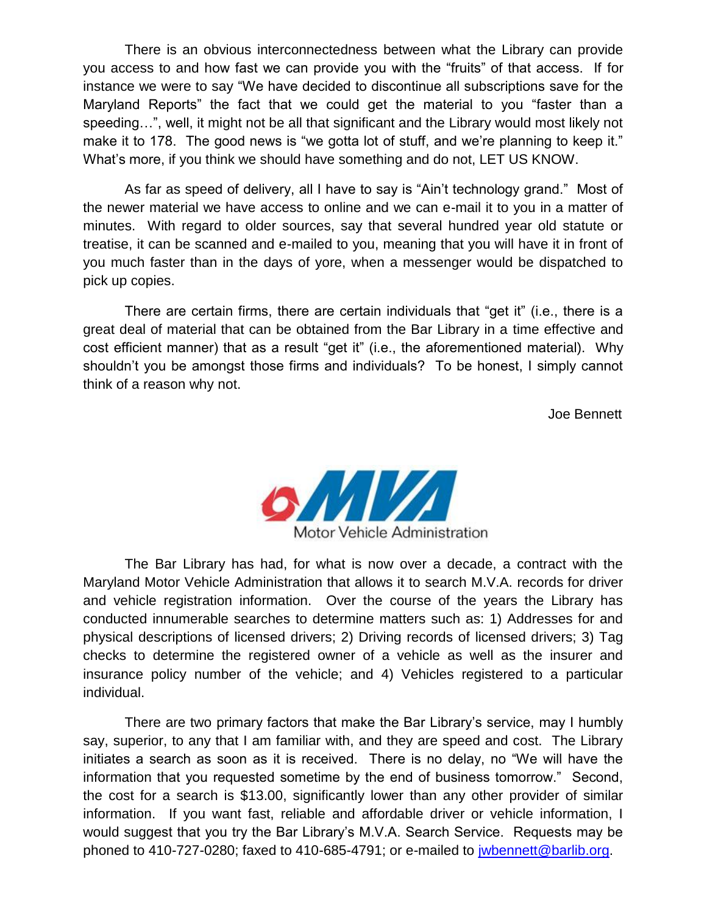There is an obvious interconnectedness between what the Library can provide you access to and how fast we can provide you with the "fruits" of that access. If for instance we were to say "We have decided to discontinue all subscriptions save for the Maryland Reports" the fact that we could get the material to you "faster than a speeding…", well, it might not be all that significant and the Library would most likely not make it to 178. The good news is "we gotta lot of stuff, and we're planning to keep it." What's more, if you think we should have something and do not, LET US KNOW.

As far as speed of delivery, all I have to say is "Ain't technology grand." Most of the newer material we have access to online and we can e-mail it to you in a matter of minutes. With regard to older sources, say that several hundred year old statute or treatise, it can be scanned and e-mailed to you, meaning that you will have it in front of you much faster than in the days of yore, when a messenger would be dispatched to pick up copies.

There are certain firms, there are certain individuals that "get it" (i.e., there is a great deal of material that can be obtained from the Bar Library in a time effective and cost efficient manner) that as a result "get it" (i.e., the aforementioned material). Why shouldn't you be amongst those firms and individuals? To be honest, I simply cannot think of a reason why not.

Joe Bennett

MVA
Motor Vehicle Administration

The Bar Library has had, for what is now over a decade, a contract with the Maryland Motor Vehicle Administration that allows it to search M.V.A. records for driver and vehicle registration information. Over the course of the years the Library has conducted innumerable searches to determine matters such as: 1) Addresses for and physical descriptions of licensed drivers; 2) Driving records of licensed drivers; 3) Tag checks to determine the registered owner of a vehicle as well as the insurer and insurance policy number of the vehicle; and 4) Vehicles registered to a particular individual.

There are two primary factors that make the Bar Library's service, may I humbly say, superior, to any that I am familiar with, and they are speed and cost. The Library initiates a search as soon as it is received. There is no delay, no "We will have the information that you requested sometime by the end of business tomorrow." Second, the cost for a search is $13.00, significantly lower than any other provider of similar information. If you want fast, reliable and affordable driver or vehicle information, I would suggest that you try the Bar Library's M.V.A. Search Service. Requests may be phoned to 410-727-0280; faxed to 410-685-4791; or e-mailed to jwbennett@barlib.org.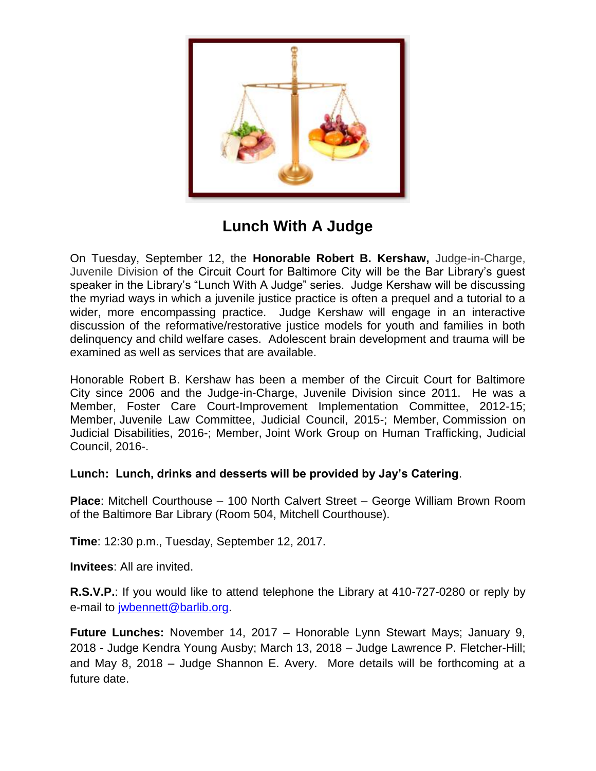# Lunch With A Judge

On Tuesday, September 12, the **Honorable Robert B. Kershaw,** Judge-in-Charge, Juvenile Division of the Circuit Court for Baltimore City will be the Bar Library's guest speaker in the Library's "Lunch With A Judge" series. Judge Kershaw will be discussing the myriad ways in which a juvenile justice practice is often a prequel and a tutorial to a wider, more encompassing practice. Judge Kershaw will engage in an interactive discussion of the reformative/restorative justice models for youth and families in both delinquency and child welfare cases. Adolescent brain development and trauma will be examined as well as services that are available.

Honorable Robert B. Kershaw has been a member of the Circuit Court for Baltimore City since 2006 and the Judge-in-Charge, Juvenile Division since 2011. He was a Member, Foster Care Court-Improvement Implementation Committee, 2012-15; Member, Juvenile Law Committee, Judicial Council, 2015-; Member, Commission on Judicial Disabilities, 2016-; Member, Joint Work Group on Human Trafficking, Judicial Council, 2016-.

**Lunch: Lunch, drinks and desserts will be provided by Jay's Catering**.

**Place**: Mitchell Courthouse – 100 North Calvert Street – George William Brown Room of the Baltimore Bar Library (Room 504, Mitchell Courthouse).

**Time**: 12:30 p.m., Tuesday, September 12, 2017.

**Invitees**: All are invited.

**R.S.V.P.**: If you would like to attend telephone the Library at 410-727-0280 or reply by e-mail to jwbennett@barlib.org.

**Future Lunches:** November 14, 2017 – Honorable Lynn Stewart Mays; January 9, 2018 - Judge Kendra Young Ausby; March 13, 2018 – Judge Lawrence P. Fletcher-Hill; and May 8, 2018 – Judge Shannon E. Avery. More details will be forthcoming at a future date.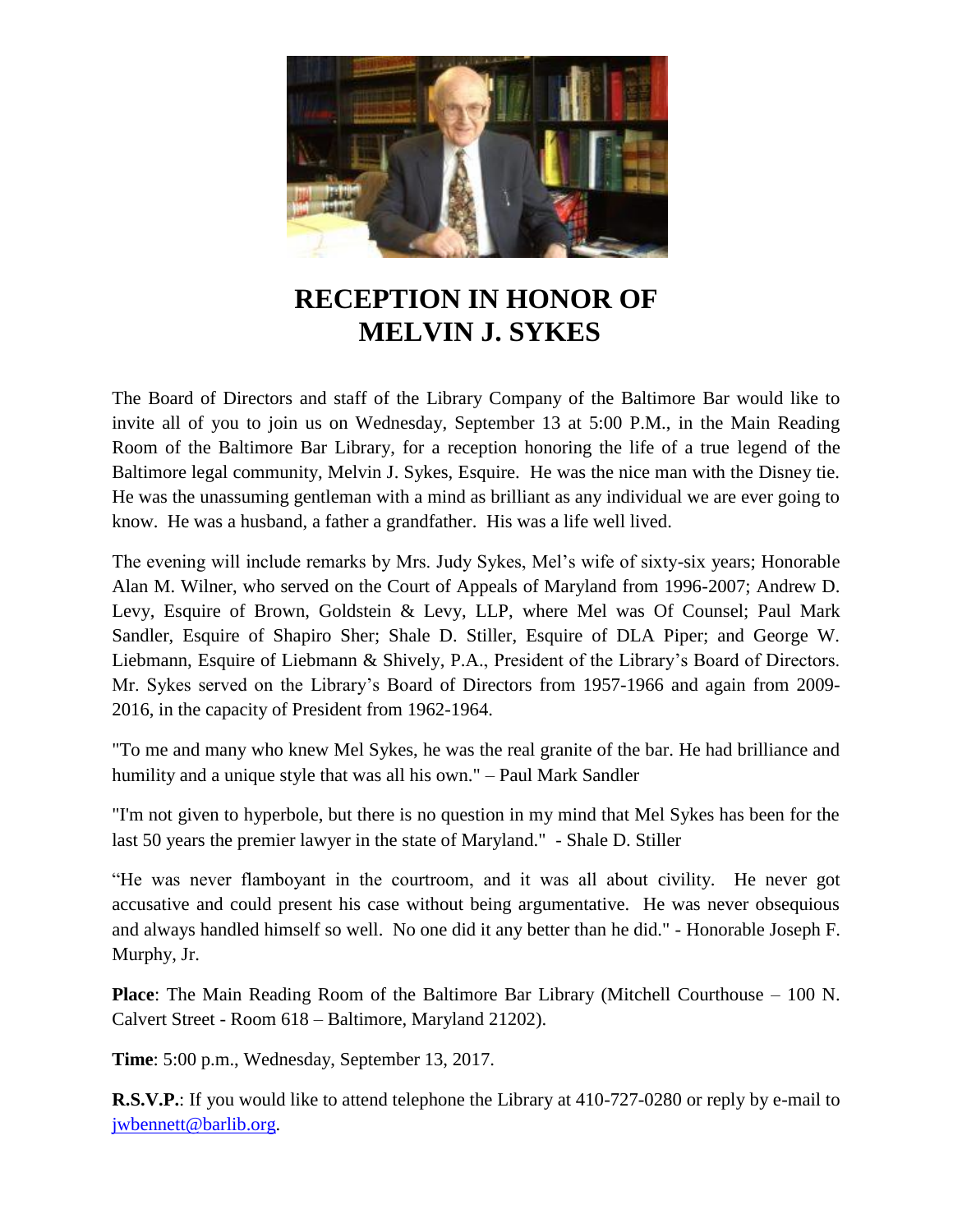# RECEPTION IN HONOR OF MELVIN J. SYKES

The Board of Directors and staff of the Library Company of the Baltimore Bar would like to invite all of you to join us on Wednesday, September 13 at 5:00 P.M., in the Main Reading Room of the Baltimore Bar Library, for a reception honoring the life of a true legend of the Baltimore legal community, Melvin J. Sykes, Esquire. He was the nice man with the Disney tie. He was the unassuming gentleman with a mind as brilliant as any individual we are ever going to know. He was a husband, a father a grandfather. His was a life well lived.

The evening will include remarks by Mrs. Judy Sykes, Mel's wife of sixty-six years; Honorable Alan M. Wilner, who served on the Court of Appeals of Maryland from 1996-2007; Andrew D. Levy, Esquire of Brown, Goldstein & Levy, LLP, where Mel was Of Counsel; Paul Mark Sandler, Esquire of Shapiro Sher; Shale D. Stiller, Esquire of DLA Piper; and George W. Liebmann, Esquire of Liebmann & Shively, P.A., President of the Library's Board of Directors. Mr. Sykes served on the Library's Board of Directors from 1957-1966 and again from 2009-2016, in the capacity of President from 1962-1964.

"To me and many who knew Mel Sykes, he was the real granite of the bar. He had brilliance and humility and a unique style that was all his own." – Paul Mark Sandler

"I'm not given to hyperbole, but there is no question in my mind that Mel Sykes has been for the last 50 years the premier lawyer in the state of Maryland." - Shale D. Stiller

"He was never flamboyant in the courtroom, and it was all about civility. He never got accusative and could present his case without being argumentative. He was never obsequious and always handled himself so well. No one did it any better than he did." - Honorable Joseph F. Murphy, Jr.

**Place**: The Main Reading Room of the Baltimore Bar Library (Mitchell Courthouse – 100 N. Calvert Street - Room 618 – Baltimore, Maryland 21202).

**Time**: 5:00 p.m., Wednesday, September 13, 2017.

**R.S.V.P.**: If you would like to attend telephone the Library at 410-727-0280 or reply by e-mail to jwbennett@barlib.org.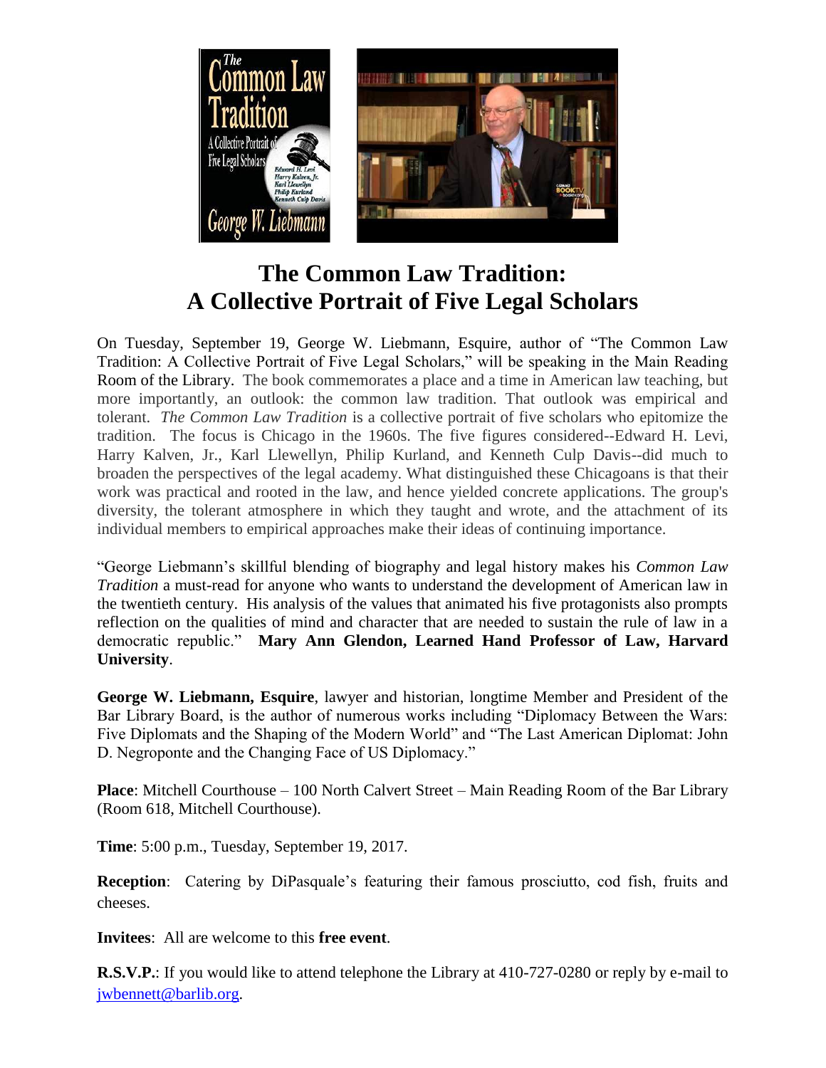# The Common Law Tradition: A Collective Portrait of Five Legal Scholars

On Tuesday, September 19, George W. Liebmann, Esquire, author of "The Common Law Tradition: A Collective Portrait of Five Legal Scholars," will be speaking in the Main Reading Room of the Library. The book commemorates a place and a time in American law teaching, but more importantly, an outlook: the common law tradition. That outlook was empirical and tolerant. *The Common Law Tradition* is a collective portrait of five scholars who epitomize the tradition. The focus is Chicago in the 1960s. The five figures considered--Edward H. Levi, Harry Kalven, Jr., Karl Llewellyn, Philip Kurland, and Kenneth Culp Davis--did much to broaden the perspectives of the legal academy. What distinguished these Chicagoans is that their work was practical and rooted in the law, and hence yielded concrete applications. The group's diversity, the tolerant atmosphere in which they taught and wrote, and the attachment of its individual members to empirical approaches make their ideas of continuing importance.

"George Liebmann's skillful blending of biography and legal history makes his *Common Law Tradition* a must-read for anyone who wants to understand the development of American law in the twentieth century. His analysis of the values that animated his five protagonists also prompts reflection on the qualities of mind and character that are needed to sustain the rule of law in a democratic republic." **Mary Ann Glendon, Learned Hand Professor of Law, Harvard University**.

**George W. Liebmann, Esquire**, lawyer and historian, longtime Member and President of the Bar Library Board, is the author of numerous works including "Diplomacy Between the Wars: Five Diplomats and the Shaping of the Modern World" and "The Last American Diplomat: John D. Negroponte and the Changing Face of US Diplomacy."

**Place**: Mitchell Courthouse – 100 North Calvert Street – Main Reading Room of the Bar Library (Room 618, Mitchell Courthouse).

**Time**: 5:00 p.m., Tuesday, September 19, 2017.

**Reception**: Catering by DiPasquale's featuring their famous prosciutto, cod fish, fruits and cheeses.

**Invitees**: All are welcome to this **free event**.

**R.S.V.P.**: If you would like to attend telephone the Library at 410-727-0280 or reply by e-mail to jwbennett@barlib.org.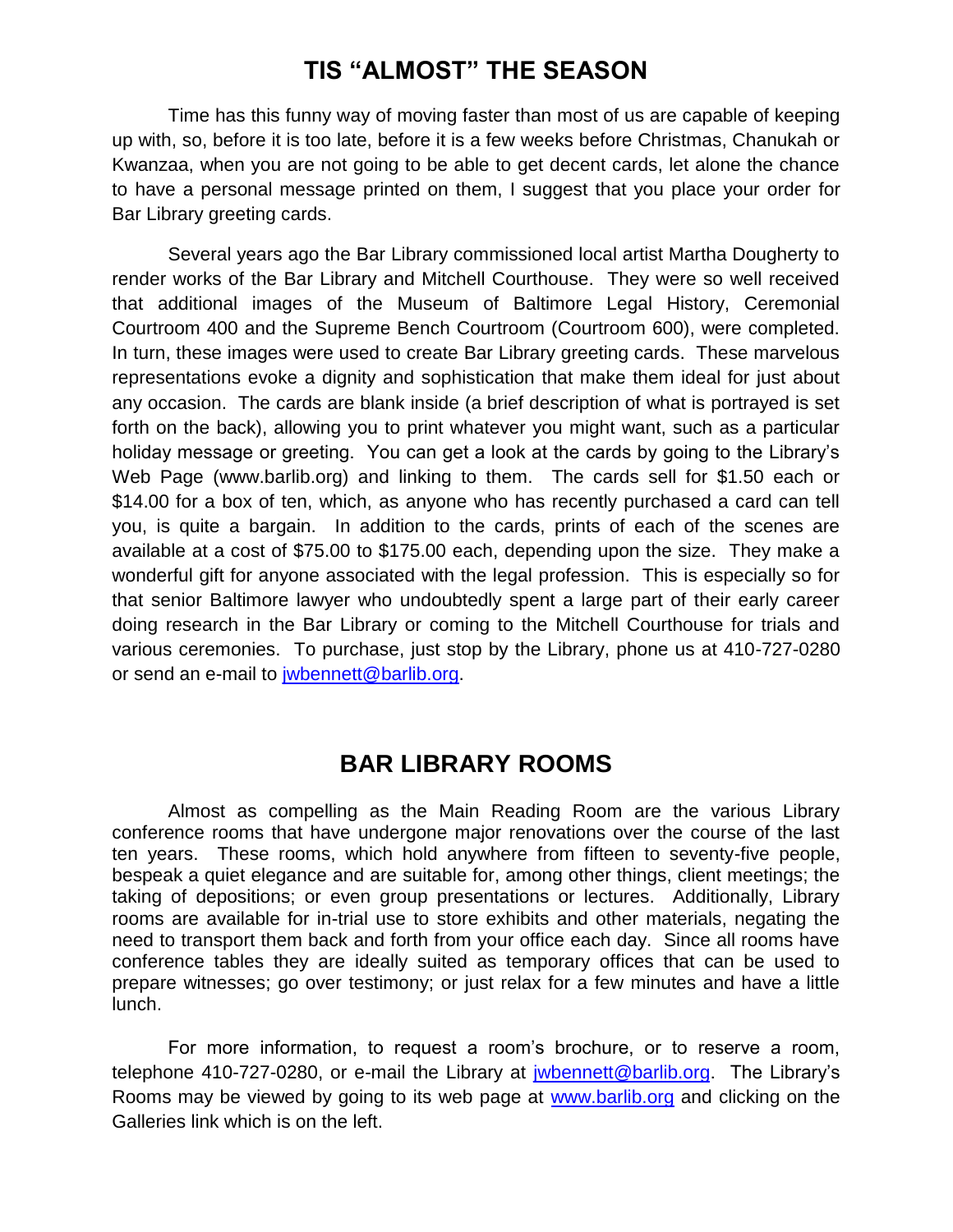## TIS "ALMOST" THE SEASON

Time has this funny way of moving faster than most of us are capable of keeping up with, so, before it is too late, before it is a few weeks before Christmas, Chanukah or Kwanzaa, when you are not going to be able to get decent cards, let alone the chance to have a personal message printed on them, I suggest that you place your order for Bar Library greeting cards.

Several years ago the Bar Library commissioned local artist Martha Dougherty to render works of the Bar Library and Mitchell Courthouse. They were so well received that additional images of the Museum of Baltimore Legal History, Ceremonial Courtroom 400 and the Supreme Bench Courtroom (Courtroom 600), were completed. In turn, these images were used to create Bar Library greeting cards. These marvelous representations evoke a dignity and sophistication that make them ideal for just about any occasion. The cards are blank inside (a brief description of what is portrayed is set forth on the back), allowing you to print whatever you might want, such as a particular holiday message or greeting. You can get a look at the cards by going to the Library's Web Page (www.barlib.org) and linking to them. The cards sell for $1.50 each or $14.00 for a box of ten, which, as anyone who has recently purchased a card can tell you, is quite a bargain. In addition to the cards, prints of each of the scenes are available at a cost of $75.00 to $175.00 each, depending upon the size. They make a wonderful gift for anyone associated with the legal profession. This is especially so for that senior Baltimore lawyer who undoubtedly spent a large part of their early career doing research in the Bar Library or coming to the Mitchell Courthouse for trials and various ceremonies. To purchase, just stop by the Library, phone us at 410-727-0280 or send an e-mail to jwbennett@barlib.org.

## BAR LIBRARY ROOMS

Almost as compelling as the Main Reading Room are the various Library conference rooms that have undergone major renovations over the course of the last ten years. These rooms, which hold anywhere from fifteen to seventy-five people, bespeak a quiet elegance and are suitable for, among other things, client meetings; the taking of depositions; or even group presentations or lectures. Additionally, Library rooms are available for in-trial use to store exhibits and other materials, negating the need to transport them back and forth from your office each day. Since all rooms have conference tables they are ideally suited as temporary offices that can be used to prepare witnesses; go over testimony; or just relax for a few minutes and have a little lunch.

For more information, to request a room's brochure, or to reserve a room, telephone 410-727-0280, or e-mail the Library at jwbennett@barlib.org. The Library's Rooms may be viewed by going to its web page at www.barlib.org and clicking on the Galleries link which is on the left.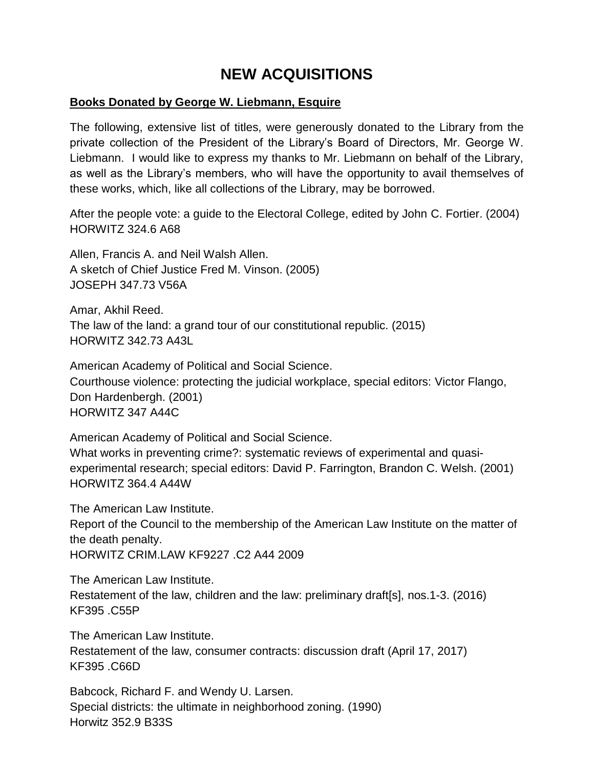# NEW ACQUISITIONS

**Books Donated by George W. Liebmann, Esquire**

The following, extensive list of titles, were generously donated to the Library from the private collection of the President of the Library's Board of Directors, Mr. George W. Liebmann. I would like to express my thanks to Mr. Liebmann on behalf of the Library, as well as the Library's members, who will have the opportunity to avail themselves of these works, which, like all collections of the Library, may be borrowed.

After the people vote: a guide to the Electoral College, edited by John C. Fortier. (2004)
HORWITZ 324.6 A68

Allen, Francis A. and Neil Walsh Allen.
A sketch of Chief Justice Fred M. Vinson. (2005)
JOSEPH 347.73 V56A

Amar, Akhil Reed.
The law of the land: a grand tour of our constitutional republic. (2015)
HORWITZ 342.73 A43L

American Academy of Political and Social Science.
Courthouse violence: protecting the judicial workplace, special editors: Victor Flango, Don Hardenbergh. (2001)
HORWITZ 347 A44C

American Academy of Political and Social Science.
What works in preventing crime?: systematic reviews of experimental and quasi-experimental research; special editors: David P. Farrington, Brandon C. Welsh. (2001)
HORWITZ 364.4 A44W

The American Law Institute.
Report of the Council to the membership of the American Law Institute on the matter of the death penalty.
HORWITZ CRIM.LAW KF9227 .C2 A44 2009

The American Law Institute.
Restatement of the law, children and the law: preliminary draft[s], nos.1-3. (2016)
KF395 .C55P

The American Law Institute.
Restatement of the law, consumer contracts: discussion draft (April 17, 2017)
KF395 .C66D

Babcock, Richard F. and Wendy U. Larsen.
Special districts: the ultimate in neighborhood zoning. (1990)
Horwitz 352.9 B33S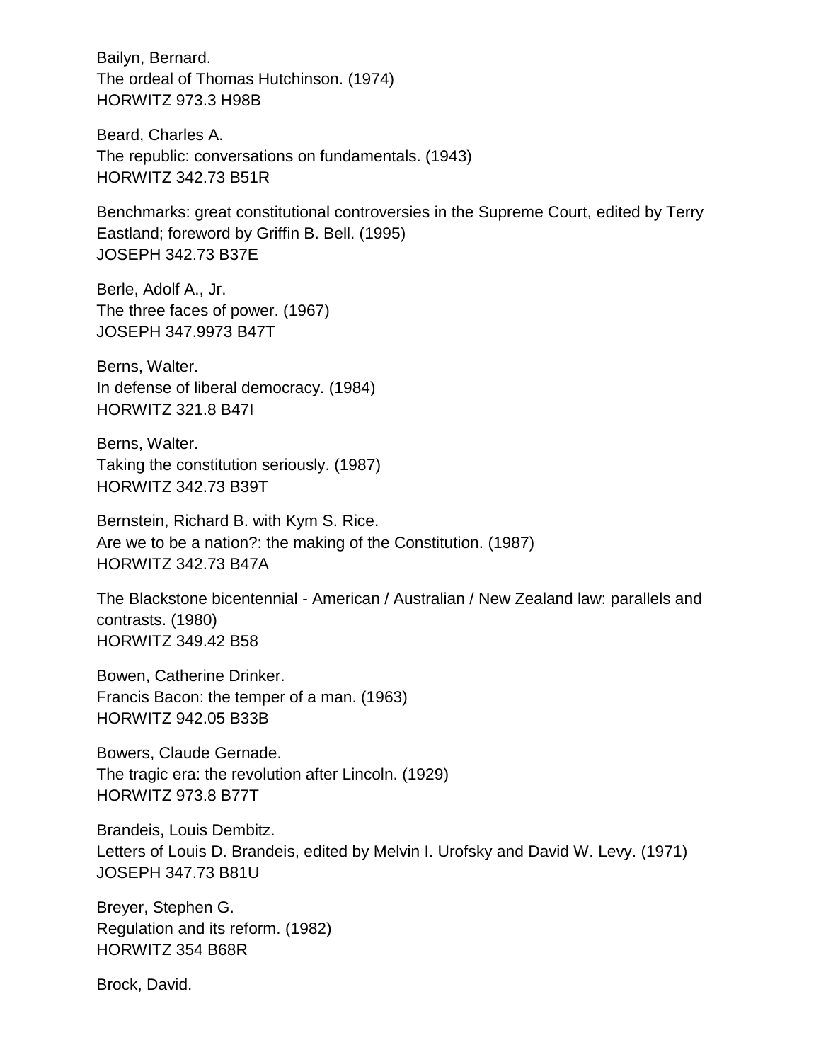Bailyn, Bernard.
The ordeal of Thomas Hutchinson. (1974)
HORWITZ 973.3 H98B

Beard, Charles A.
The republic: conversations on fundamentals. (1943)
HORWITZ 342.73 B51R

Benchmarks: great constitutional controversies in the Supreme Court, edited by Terry Eastland; foreword by Griffin B. Bell. (1995)
JOSEPH 342.73 B37E

Berle, Adolf A., Jr.
The three faces of power. (1967)
JOSEPH 347.9973 B47T

Berns, Walter.
In defense of liberal democracy. (1984)
HORWITZ 321.8 B47I

Berns, Walter.
Taking the constitution seriously. (1987)
HORWITZ 342.73 B39T

Bernstein, Richard B. with Kym S. Rice.
Are we to be a nation?: the making of the Constitution. (1987)
HORWITZ 342.73 B47A

The Blackstone bicentennial - American / Australian / New Zealand law: parallels and contrasts. (1980)
HORWITZ 349.42 B58

Bowen, Catherine Drinker.
Francis Bacon: the temper of a man. (1963)
HORWITZ 942.05 B33B

Bowers, Claude Gernade.
The tragic era: the revolution after Lincoln. (1929)
HORWITZ 973.8 B77T

Brandeis, Louis Dembitz.
Letters of Louis D. Brandeis, edited by Melvin I. Urofsky and David W. Levy. (1971)
JOSEPH 347.73 B81U

Breyer, Stephen G.
Regulation and its reform. (1982)
HORWITZ 354 B68R

Brock, David.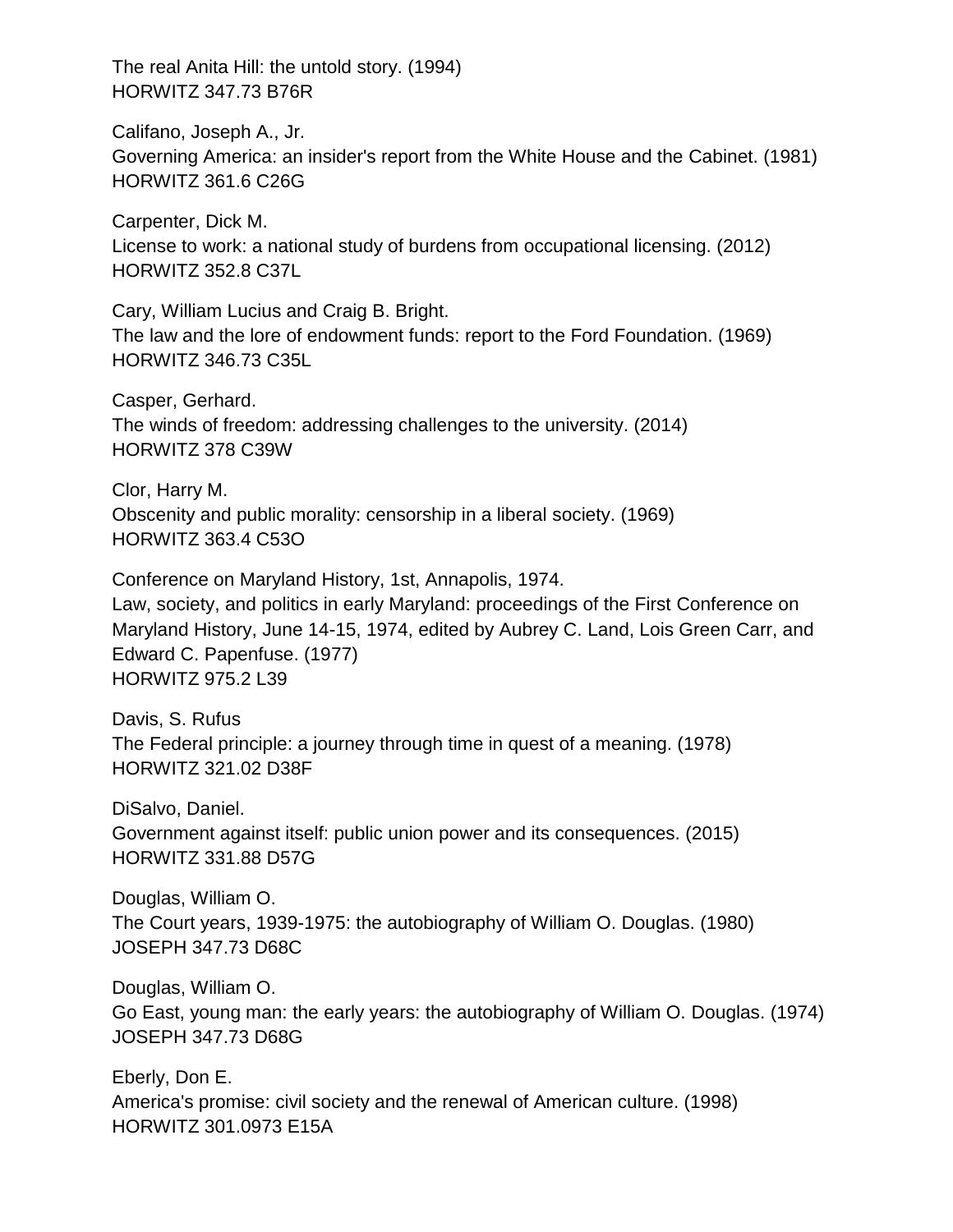The real Anita Hill: the untold story. (1994)
HORWITZ 347.73 B76R

Califano, Joseph A., Jr.
Governing America: an insider's report from the White House and the Cabinet. (1981)
HORWITZ 361.6 C26G

Carpenter, Dick M.
License to work: a national study of burdens from occupational licensing. (2012)
HORWITZ 352.8 C37L

Cary, William Lucius and Craig B. Bright.
The law and the lore of endowment funds: report to the Ford Foundation. (1969)
HORWITZ 346.73 C35L

Casper, Gerhard.
The winds of freedom: addressing challenges to the university. (2014)
HORWITZ 378 C39W

Clor, Harry M.
Obscenity and public morality: censorship in a liberal society. (1969)
HORWITZ 363.4 C53O

Conference on Maryland History, 1st, Annapolis, 1974.
Law, society, and politics in early Maryland: proceedings of the First Conference on Maryland History, June 14-15, 1974, edited by Aubrey C. Land, Lois Green Carr, and Edward C. Papenfuse. (1977)
HORWITZ 975.2 L39

Davis, S. Rufus
The Federal principle: a journey through time in quest of a meaning. (1978)
HORWITZ 321.02 D38F

DiSalvo, Daniel.
Government against itself: public union power and its consequences. (2015)
HORWITZ 331.88 D57G

Douglas, William O.
The Court years, 1939-1975: the autobiography of William O. Douglas. (1980)
JOSEPH 347.73 D68C

Douglas, William O.
Go East, young man: the early years: the autobiography of William O. Douglas. (1974)
JOSEPH 347.73 D68G

Eberly, Don E.
America's promise: civil society and the renewal of American culture. (1998)
HORWITZ 301.0973 E15A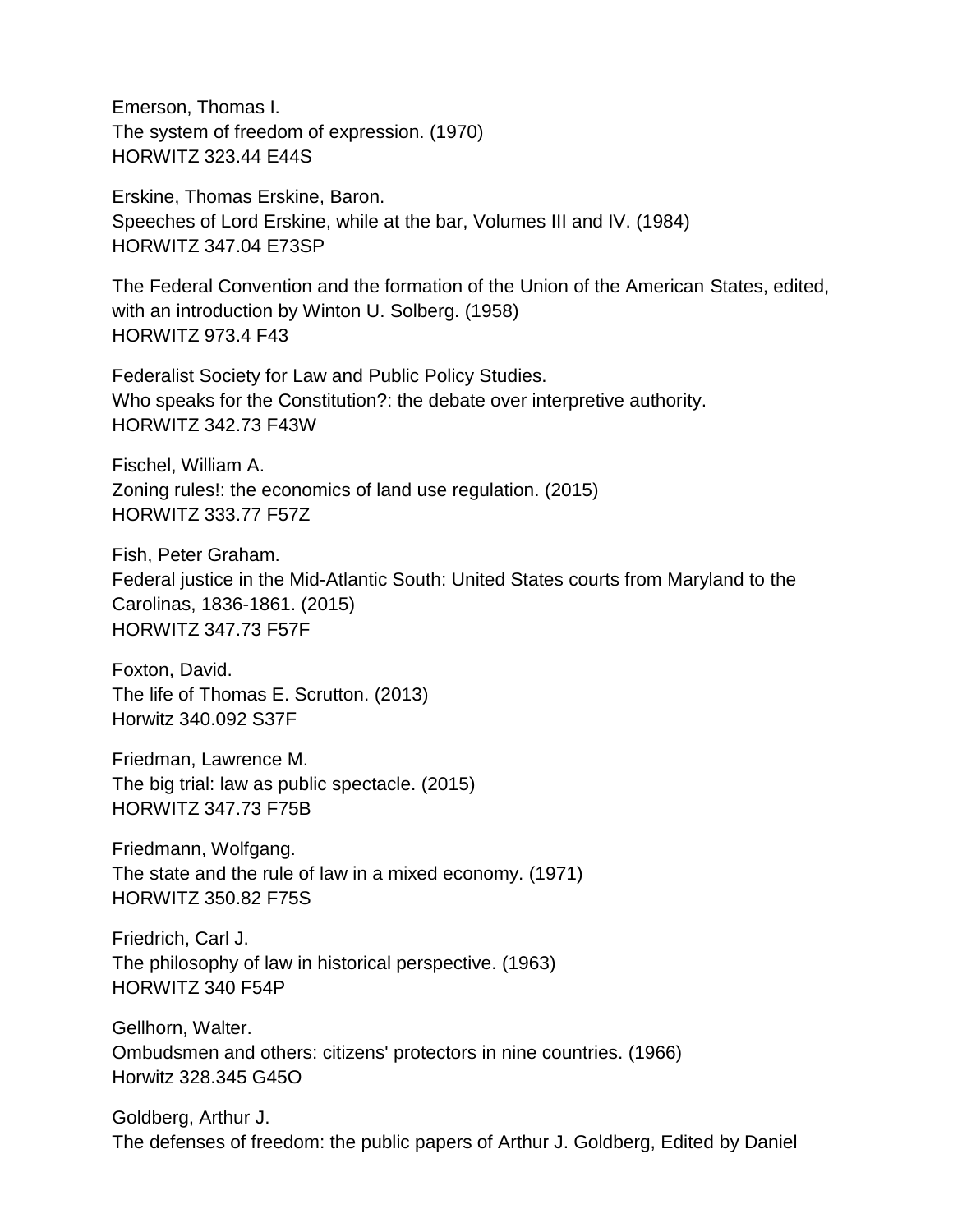Emerson, Thomas I.
The system of freedom of expression. (1970)
HORWITZ 323.44 E44S

Erskine, Thomas Erskine, Baron.
Speeches of Lord Erskine, while at the bar, Volumes III and IV. (1984)
HORWITZ 347.04 E73SP

The Federal Convention and the formation of the Union of the American States, edited, with an introduction by Winton U. Solberg. (1958)
HORWITZ 973.4 F43

Federalist Society for Law and Public Policy Studies.
Who speaks for the Constitution?: the debate over interpretive authority.
HORWITZ 342.73 F43W

Fischel, William A.
Zoning rules!: the economics of land use regulation. (2015)
HORWITZ 333.77 F57Z

Fish, Peter Graham.
Federal justice in the Mid-Atlantic South: United States courts from Maryland to the Carolinas, 1836-1861. (2015)
HORWITZ 347.73 F57F

Foxton, David.
The life of Thomas E. Scrutton. (2013)
Horwitz 340.092 S37F

Friedman, Lawrence M.
The big trial: law as public spectacle. (2015)
HORWITZ 347.73 F75B

Friedmann, Wolfgang.
The state and the rule of law in a mixed economy. (1971)
HORWITZ 350.82 F75S

Friedrich, Carl J.
The philosophy of law in historical perspective. (1963)
HORWITZ 340 F54P

Gellhorn, Walter.
Ombudsmen and others: citizens' protectors in nine countries. (1966)
Horwitz 328.345 G45O

Goldberg, Arthur J.
The defenses of freedom: the public papers of Arthur J. Goldberg, Edited by Daniel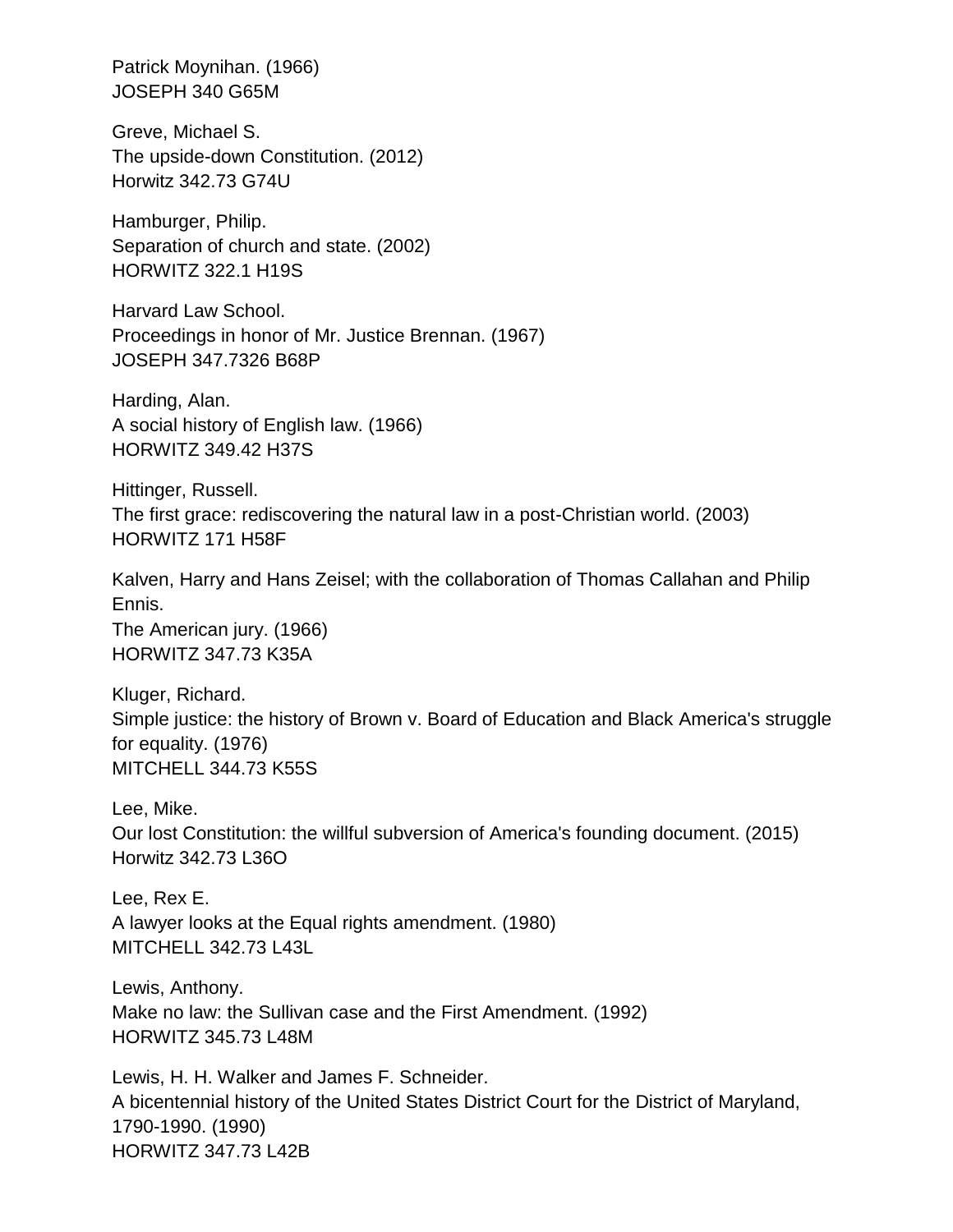Patrick Moynihan. (1966)
JOSEPH 340 G65M

Greve, Michael S.
The upside-down Constitution. (2012)
Horwitz 342.73 G74U

Hamburger, Philip.
Separation of church and state. (2002)
HORWITZ 322.1 H19S

Harvard Law School.
Proceedings in honor of Mr. Justice Brennan. (1967)
JOSEPH 347.7326 B68P

Harding, Alan.
A social history of English law. (1966)
HORWITZ 349.42 H37S

Hittinger, Russell.
The first grace: rediscovering the natural law in a post-Christian world. (2003)
HORWITZ 171 H58F

Kalven, Harry and Hans Zeisel; with the collaboration of Thomas Callahan and Philip Ennis.
The American jury. (1966)
HORWITZ 347.73 K35A

Kluger, Richard.
Simple justice: the history of Brown v. Board of Education and Black America's struggle for equality. (1976)
MITCHELL 344.73 K55S

Lee, Mike.
Our lost Constitution: the willful subversion of America's founding document. (2015)
Horwitz 342.73 L36O

Lee, Rex E.
A lawyer looks at the Equal rights amendment. (1980)
MITCHELL 342.73 L43L

Lewis, Anthony.
Make no law: the Sullivan case and the First Amendment. (1992)
HORWITZ 345.73 L48M

Lewis, H. H. Walker and James F. Schneider.
A bicentennial history of the United States District Court for the District of Maryland, 1790-1990. (1990)
HORWITZ 347.73 L42B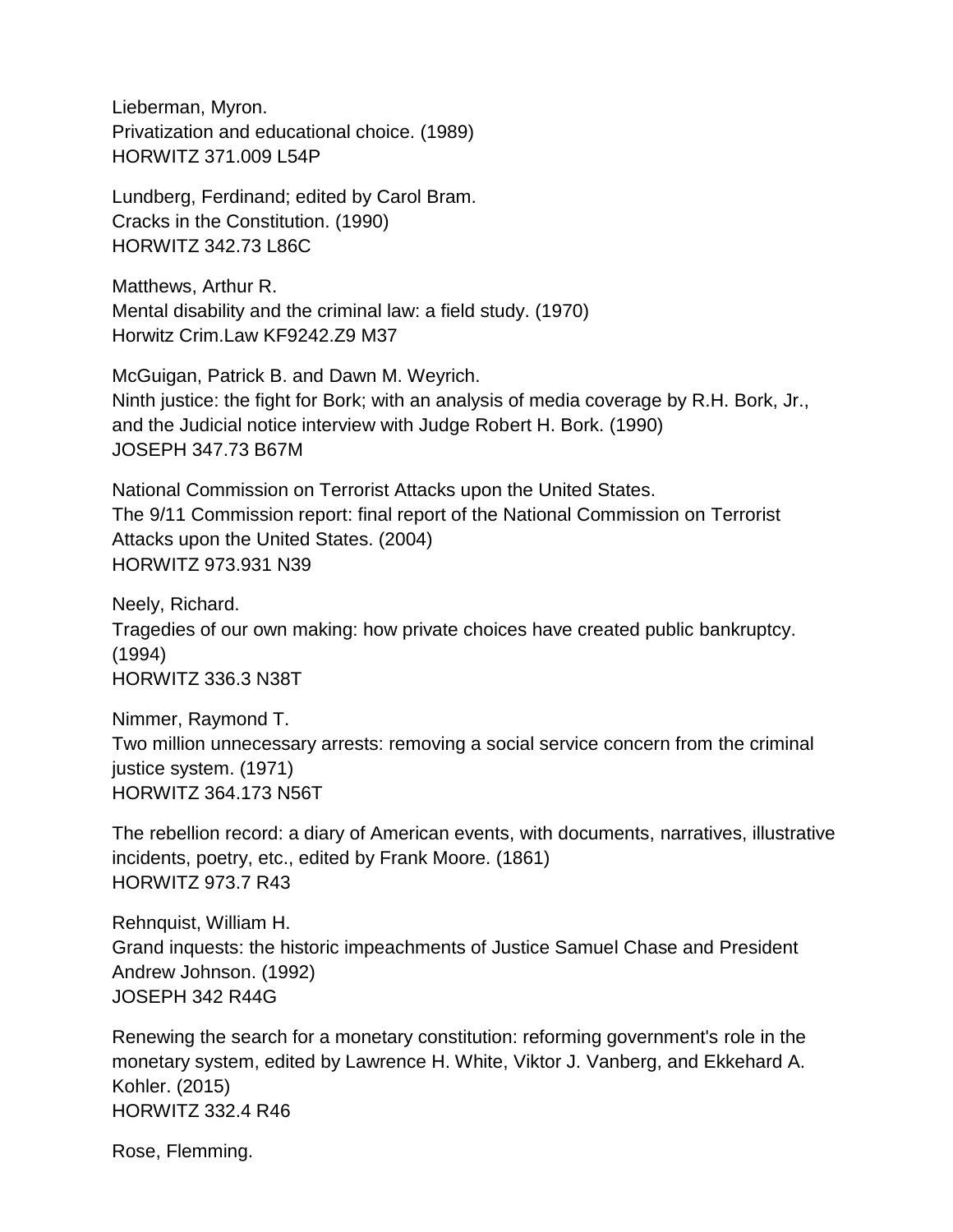Lieberman, Myron.
Privatization and educational choice. (1989)
HORWITZ 371.009 L54P

Lundberg, Ferdinand; edited by Carol Bram.
Cracks in the Constitution. (1990)
HORWITZ 342.73 L86C

Matthews, Arthur R.
Mental disability and the criminal law: a field study. (1970)
Horwitz Crim.Law KF9242.Z9 M37

McGuigan, Patrick B. and Dawn M. Weyrich.
Ninth justice: the fight for Bork; with an analysis of media coverage by R.H. Bork, Jr., and the Judicial notice interview with Judge Robert H. Bork. (1990)
JOSEPH 347.73 B67M

National Commission on Terrorist Attacks upon the United States.
The 9/11 Commission report: final report of the National Commission on Terrorist Attacks upon the United States. (2004)
HORWITZ 973.931 N39

Neely, Richard.
Tragedies of our own making: how private choices have created public bankruptcy. (1994)
HORWITZ 336.3 N38T

Nimmer, Raymond T.
Two million unnecessary arrests: removing a social service concern from the criminal justice system. (1971)
HORWITZ 364.173 N56T

The rebellion record: a diary of American events, with documents, narratives, illustrative incidents, poetry, etc., edited by Frank Moore. (1861)
HORWITZ 973.7 R43

Rehnquist, William H.
Grand inquests: the historic impeachments of Justice Samuel Chase and President Andrew Johnson. (1992)
JOSEPH 342 R44G

Renewing the search for a monetary constitution: reforming government's role in the monetary system, edited by Lawrence H. White, Viktor J. Vanberg, and Ekkehard A. Kohler. (2015)
HORWITZ 332.4 R46

Rose, Flemming.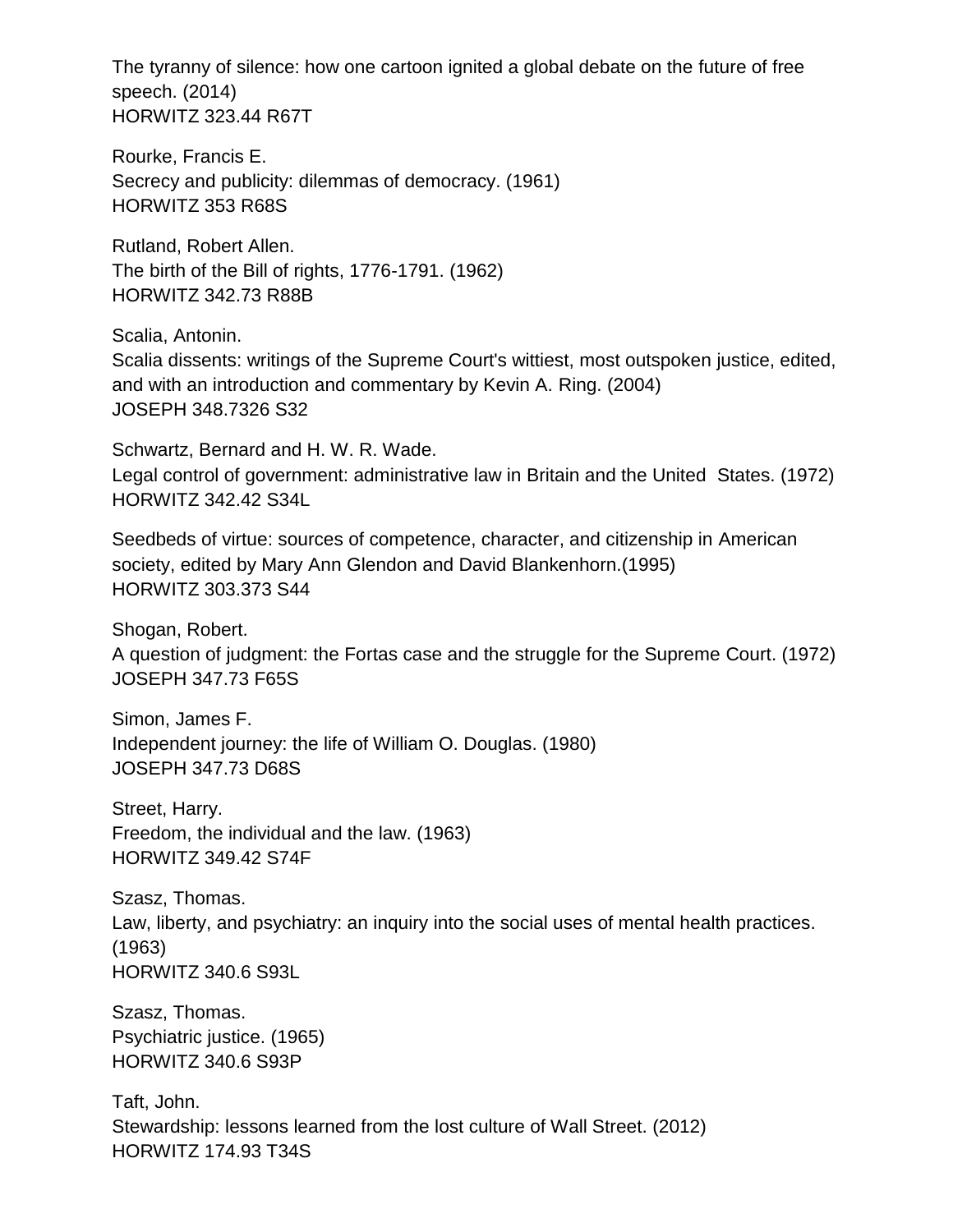The tyranny of silence: how one cartoon ignited a global debate on the future of free speech. (2014)
HORWITZ 323.44 R67T

Rourke, Francis E.
Secrecy and publicity: dilemmas of democracy. (1961)
HORWITZ 353 R68S

Rutland, Robert Allen.
The birth of the Bill of rights, 1776-1791. (1962)
HORWITZ 342.73 R88B

Scalia, Antonin.
Scalia dissents: writings of the Supreme Court's wittiest, most outspoken justice, edited, and with an introduction and commentary by Kevin A. Ring. (2004)
JOSEPH 348.7326 S32

Schwartz, Bernard and H. W. R. Wade.
Legal control of government: administrative law in Britain and the United States. (1972)
HORWITZ 342.42 S34L

Seedbeds of virtue: sources of competence, character, and citizenship in American society, edited by Mary Ann Glendon and David Blankenhorn.(1995)
HORWITZ 303.373 S44

Shogan, Robert.
A question of judgment: the Fortas case and the struggle for the Supreme Court. (1972)
JOSEPH 347.73 F65S

Simon, James F.
Independent journey: the life of William O. Douglas. (1980)
JOSEPH 347.73 D68S

Street, Harry.
Freedom, the individual and the law. (1963)
HORWITZ 349.42 S74F

Szasz, Thomas.
Law, liberty, and psychiatry: an inquiry into the social uses of mental health practices. (1963)
HORWITZ 340.6 S93L

Szasz, Thomas.
Psychiatric justice. (1965)
HORWITZ 340.6 S93P

Taft, John.
Stewardship: lessons learned from the lost culture of Wall Street. (2012)
HORWITZ 174.93 T34S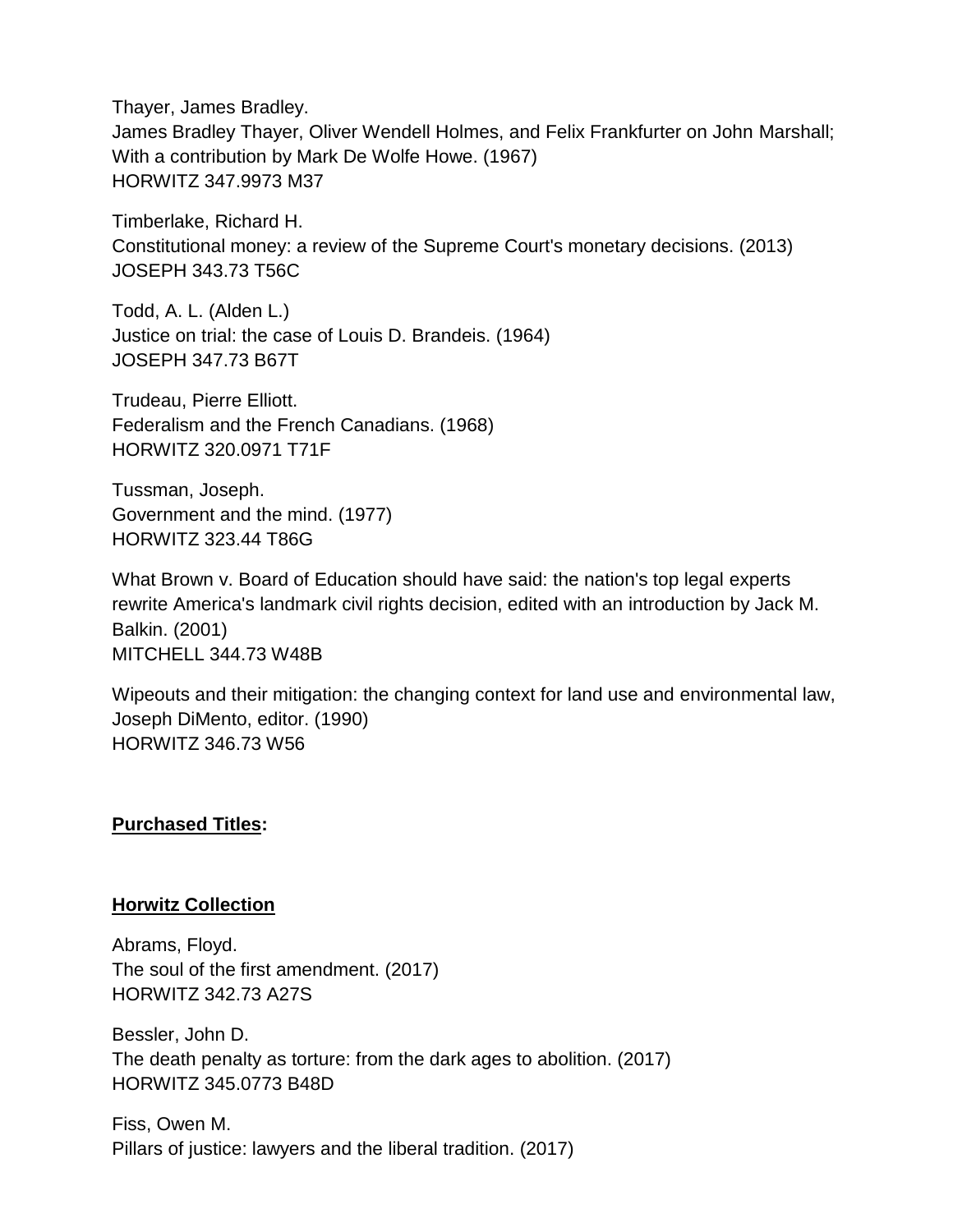Thayer, James Bradley.
James Bradley Thayer, Oliver Wendell Holmes, and Felix Frankfurter on John Marshall; With a contribution by Mark De Wolfe Howe. (1967)
HORWITZ 347.9973 M37

Timberlake, Richard H.
Constitutional money: a review of the Supreme Court's monetary decisions. (2013)
JOSEPH 343.73 T56C

Todd, A. L. (Alden L.)
Justice on trial: the case of Louis D. Brandeis. (1964)
JOSEPH 347.73 B67T

Trudeau, Pierre Elliott.
Federalism and the French Canadians. (1968)
HORWITZ 320.0971 T71F

Tussman, Joseph.
Government and the mind. (1977)
HORWITZ 323.44 T86G

What Brown v. Board of Education should have said: the nation's top legal experts rewrite America's landmark civil rights decision, edited with an introduction by Jack M. Balkin. (2001)
MITCHELL 344.73 W48B

Wipeouts and their mitigation: the changing context for land use and environmental law, Joseph DiMento, editor. (1990)
HORWITZ 346.73 W56

**<u>Purchased Titles</u>:**

**<u>Horwitz Collection</u>**

Abrams, Floyd.
The soul of the first amendment. (2017)
HORWITZ 342.73 A27S

Bessler, John D.
The death penalty as torture: from the dark ages to abolition. (2017)
HORWITZ 345.0773 B48D

Fiss, Owen M.
Pillars of justice: lawyers and the liberal tradition. (2017)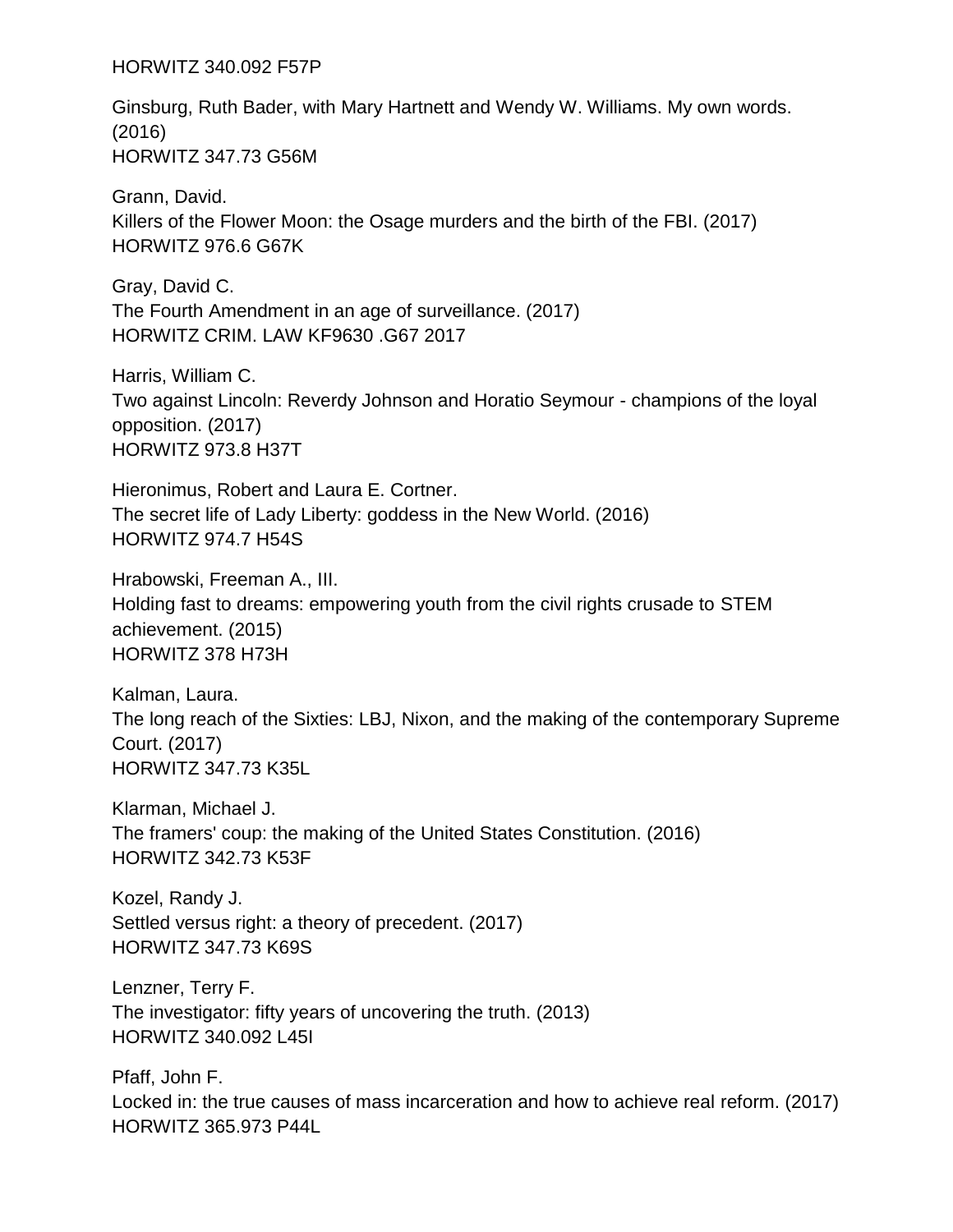HORWITZ 340.092 F57P

Ginsburg, Ruth Bader, with Mary Hartnett and Wendy W. Williams. My own words. (2016)
HORWITZ 347.73 G56M

Grann, David.
Killers of the Flower Moon: the Osage murders and the birth of the FBI. (2017)
HORWITZ 976.6 G67K

Gray, David C.
The Fourth Amendment in an age of surveillance. (2017)
HORWITZ CRIM. LAW KF9630 .G67 2017

Harris, William C.
Two against Lincoln: Reverdy Johnson and Horatio Seymour - champions of the loyal opposition. (2017)
HORWITZ 973.8 H37T

Hieronimus, Robert and Laura E. Cortner.
The secret life of Lady Liberty: goddess in the New World. (2016)
HORWITZ 974.7 H54S

Hrabowski, Freeman A., III.
Holding fast to dreams: empowering youth from the civil rights crusade to STEM achievement. (2015)
HORWITZ 378 H73H

Kalman, Laura.
The long reach of the Sixties: LBJ, Nixon, and the making of the contemporary Supreme Court. (2017)
HORWITZ 347.73 K35L

Klarman, Michael J.
The framers' coup: the making of the United States Constitution. (2016)
HORWITZ 342.73 K53F

Kozel, Randy J.
Settled versus right: a theory of precedent. (2017)
HORWITZ 347.73 K69S

Lenzner, Terry F.
The investigator: fifty years of uncovering the truth. (2013)
HORWITZ 340.092 L45I

Pfaff, John F.
Locked in: the true causes of mass incarceration and how to achieve real reform. (2017)
HORWITZ 365.973 P44L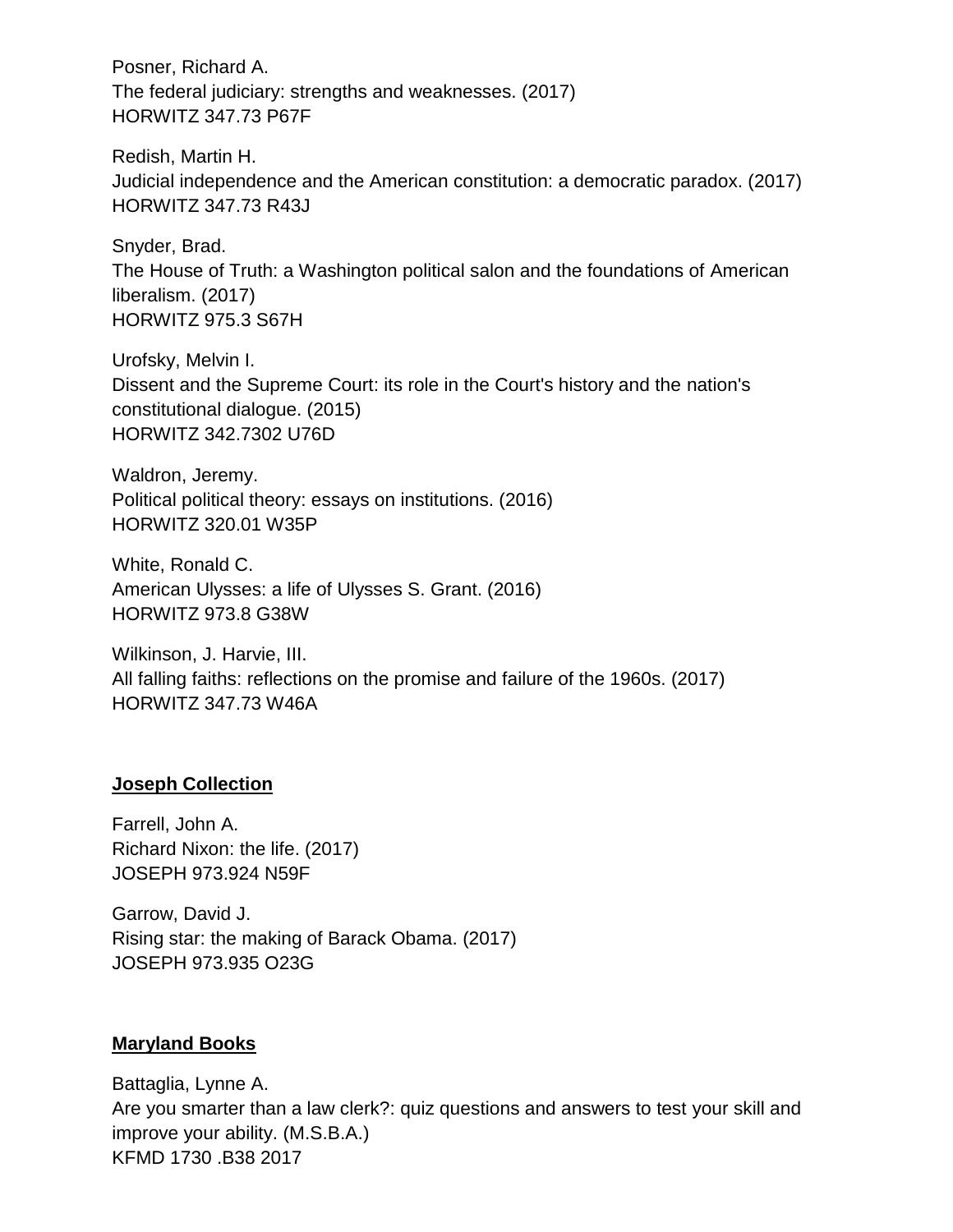Posner, Richard A.
The federal judiciary: strengths and weaknesses. (2017)
HORWITZ 347.73 P67F

Redish, Martin H.
Judicial independence and the American constitution: a democratic paradox. (2017)
HORWITZ 347.73 R43J

Snyder, Brad.
The House of Truth: a Washington political salon and the foundations of American liberalism. (2017)
HORWITZ 975.3 S67H

Urofsky, Melvin I.
Dissent and the Supreme Court: its role in the Court's history and the nation's constitutional dialogue. (2015)
HORWITZ 342.7302 U76D

Waldron, Jeremy.
Political political theory: essays on institutions. (2016)
HORWITZ 320.01 W35P

White, Ronald C.
American Ulysses: a life of Ulysses S. Grant. (2016)
HORWITZ 973.8 G38W

Wilkinson, J. Harvie, III.
All falling faiths: reflections on the promise and failure of the 1960s. (2017)
HORWITZ 347.73 W46A

**Joseph Collection**

Farrell, John A.
Richard Nixon: the life. (2017)
JOSEPH 973.924 N59F

Garrow, David J.
Rising star: the making of Barack Obama. (2017)
JOSEPH 973.935 O23G

**Maryland Books**

Battaglia, Lynne A.
Are you smarter than a law clerk?: quiz questions and answers to test your skill and improve your ability. (M.S.B.A.)
KFMD 1730 .B38 2017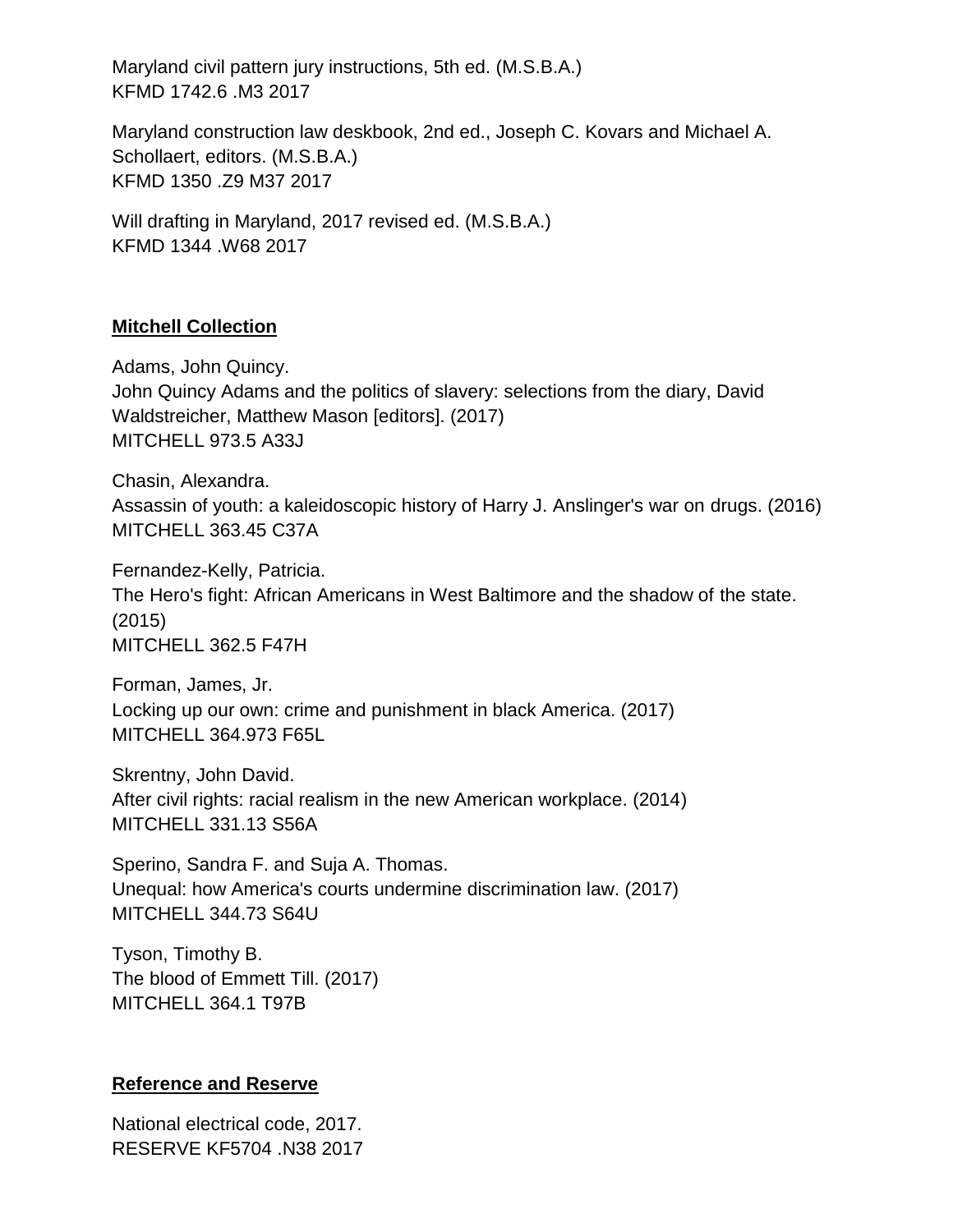Maryland civil pattern jury instructions, 5th ed. (M.S.B.A.)
KFMD 1742.6 .M3 2017

Maryland construction law deskbook, 2nd ed., Joseph C. Kovars and Michael A. Schollaert, editors. (M.S.B.A.)
KFMD 1350 .Z9 M37 2017

Will drafting in Maryland, 2017 revised ed. (M.S.B.A.)
KFMD 1344 .W68 2017

**Mitchell Collection**

Adams, John Quincy.
John Quincy Adams and the politics of slavery: selections from the diary, David Waldstreicher, Matthew Mason [editors]. (2017)
MITCHELL 973.5 A33J

Chasin, Alexandra.
Assassin of youth: a kaleidoscopic history of Harry J. Anslinger's war on drugs. (2016)
MITCHELL 363.45 C37A

Fernandez-Kelly, Patricia.
The Hero's fight: African Americans in West Baltimore and the shadow of the state. (2015)
MITCHELL 362.5 F47H

Forman, James, Jr.
Locking up our own: crime and punishment in black America. (2017)
MITCHELL 364.973 F65L

Skrentny, John David.
After civil rights: racial realism in the new American workplace. (2014)
MITCHELL 331.13 S56A

Sperino, Sandra F. and Suja A. Thomas.
Unequal: how America's courts undermine discrimination law. (2017)
MITCHELL 344.73 S64U

Tyson, Timothy B.
The blood of Emmett Till. (2017)
MITCHELL 364.1 T97B

**Reference and Reserve**

National electrical code, 2017.
RESERVE KF5704 .N38 2017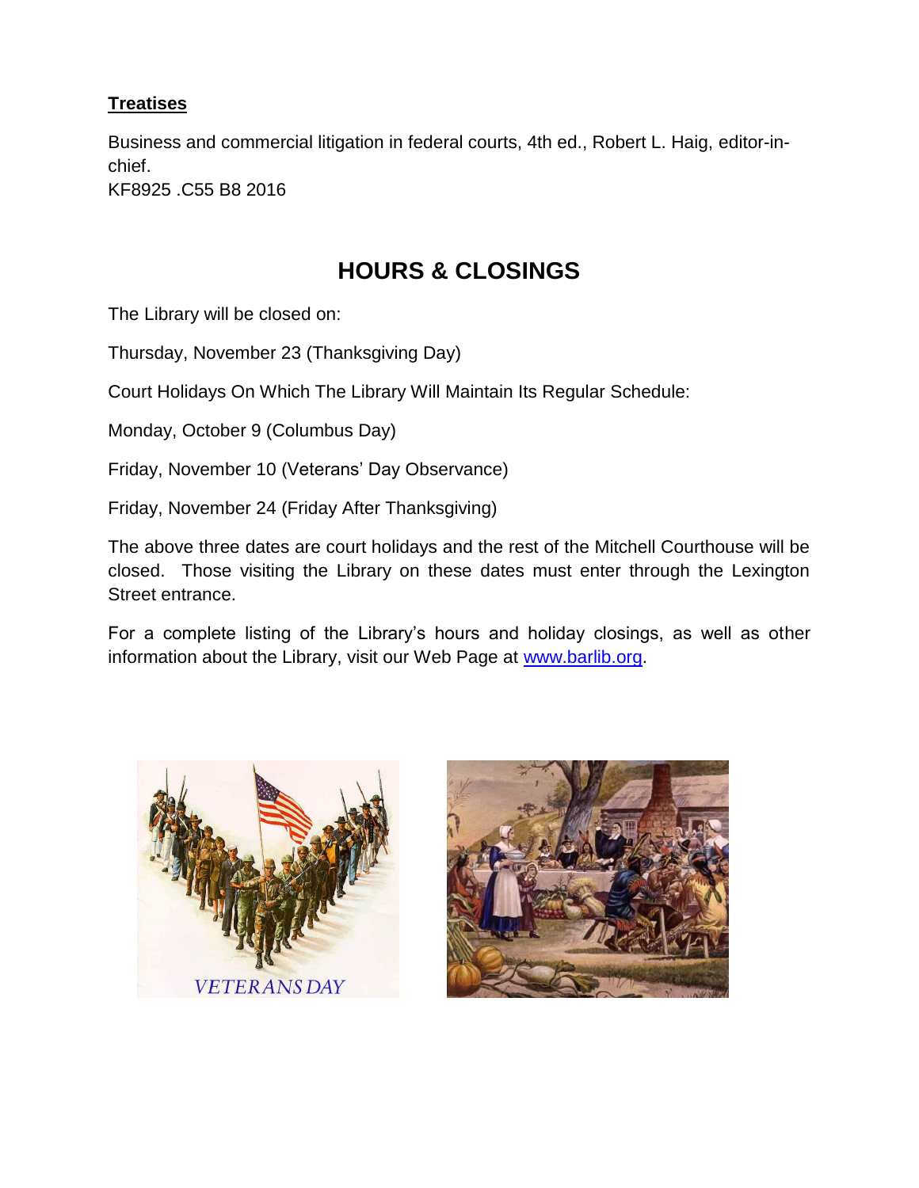**Treatises**

Business and commercial litigation in federal courts, 4th ed., Robert L. Haig, editor-in-chief.
KF8925 .C55 B8 2016

## HOURS & CLOSINGS

The Library will be closed on:

Thursday, November 23 (Thanksgiving Day)

Court Holidays On Which The Library Will Maintain Its Regular Schedule:

Monday, October 9 (Columbus Day)

Friday, November 10 (Veterans' Day Observance)

Friday, November 24 (Friday After Thanksgiving)

The above three dates are court holidays and the rest of the Mitchell Courthouse will be closed. Those visiting the Library on these dates must enter through the Lexington Street entrance.

For a complete listing of the Library's hours and holiday closings, as well as other information about the Library, visit our Web Page at [www.barlib.org](http://www.barlib.org).